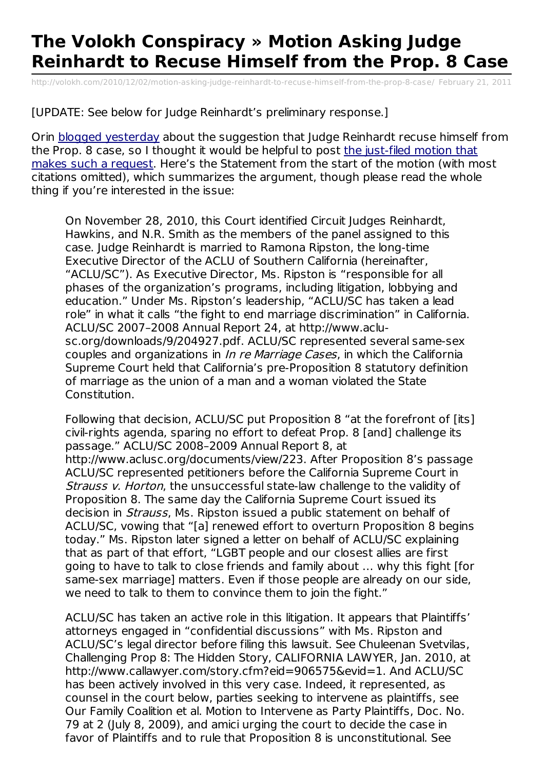# The Volokh Conspiracy » Motion Asking Judge Reinhardt to Recuse Himself from the Prop. 8 Case

http://volokh.com/2010/12/02/motion-asking-judge-reinhardt-to-recuse-himself-from-the-prop-8-case/ February 21, 2011

[UPDATE: See below for Judge Reinhardt's preliminary response.]

Orin blogged yesterday about the suggestion that Judge Reinhardt recuse himself from the Prop. 8 case, so I thought it would be helpful to post the just-filed motion that makes such a request. Here's the Statement from the start of the motion (with most citations omitted), which summarizes the argument, though please read the whole thing if you're interested in the issue:

> On November 28, 2010, this Court identified Circuit Judges Reinhardt, Hawkins, and N.R. Smith as the members of the panel assigned to this case. Judge Reinhardt is married to Ramona Ripston, the long-time Executive Director of the ACLU of Southern California (hereinafter, "ACLU/SC"). As Executive Director, Ms. Ripston is "responsible for all phases of the organization's programs, including litigation, lobbying and education." Under Ms. Ripston's leadership, "ACLU/SC has taken a lead role" in what it calls "the fight to end marriage discrimination" in California. ACLU/SC 2007–2008 Annual Report 24, at http://www.aclu-sc.org/downloads/9/204927.pdf. ACLU/SC represented several same-sex couples and organizations in *In re Marriage Cases*, in which the California Supreme Court held that California's pre-Proposition 8 statutory definition of marriage as the union of a man and a woman violated the State Constitution.
>
> Following that decision, ACLU/SC put Proposition 8 "at the forefront of [its] civil-rights agenda, sparing no effort to defeat Prop. 8 [and] challenge its passage." ACLU/SC 2008–2009 Annual Report 8, at http://www.aclusc.org/documents/view/223. After Proposition 8's passage ACLU/SC represented petitioners before the California Supreme Court in *Strauss v. Horton*, the unsuccessful state-law challenge to the validity of Proposition 8. The same day the California Supreme Court issued its decision in *Strauss*, Ms. Ripston issued a public statement on behalf of ACLU/SC, vowing that "[a] renewed effort to overturn Proposition 8 begins today." Ms. Ripston later signed a letter on behalf of ACLU/SC explaining that as part of that effort, "LGBT people and our closest allies are first going to have to talk to close friends and family about … why this fight [for same-sex marriage] matters. Even if those people are already on our side, we need to talk to them to convince them to join the fight."
>
> ACLU/SC has taken an active role in this litigation. It appears that Plaintiffs' attorneys engaged in "confidential discussions" with Ms. Ripston and ACLU/SC's legal director before filing this lawsuit. See Chuleenan Svetvilas, Challenging Prop 8: The Hidden Story, CALIFORNIA LAWYER, Jan. 2010, at http://www.callawyer.com/story.cfm?eid=906575&evid=1. And ACLU/SC has been actively involved in this very case. Indeed, it represented, as counsel in the court below, parties seeking to intervene as plaintiffs, see Our Family Coalition et al. Motion to Intervene as Party Plaintiffs, Doc. No. 79 at 2 (July 8, 2009), and amici urging the court to decide the case in favor of Plaintiffs and to rule that Proposition 8 is unconstitutional. See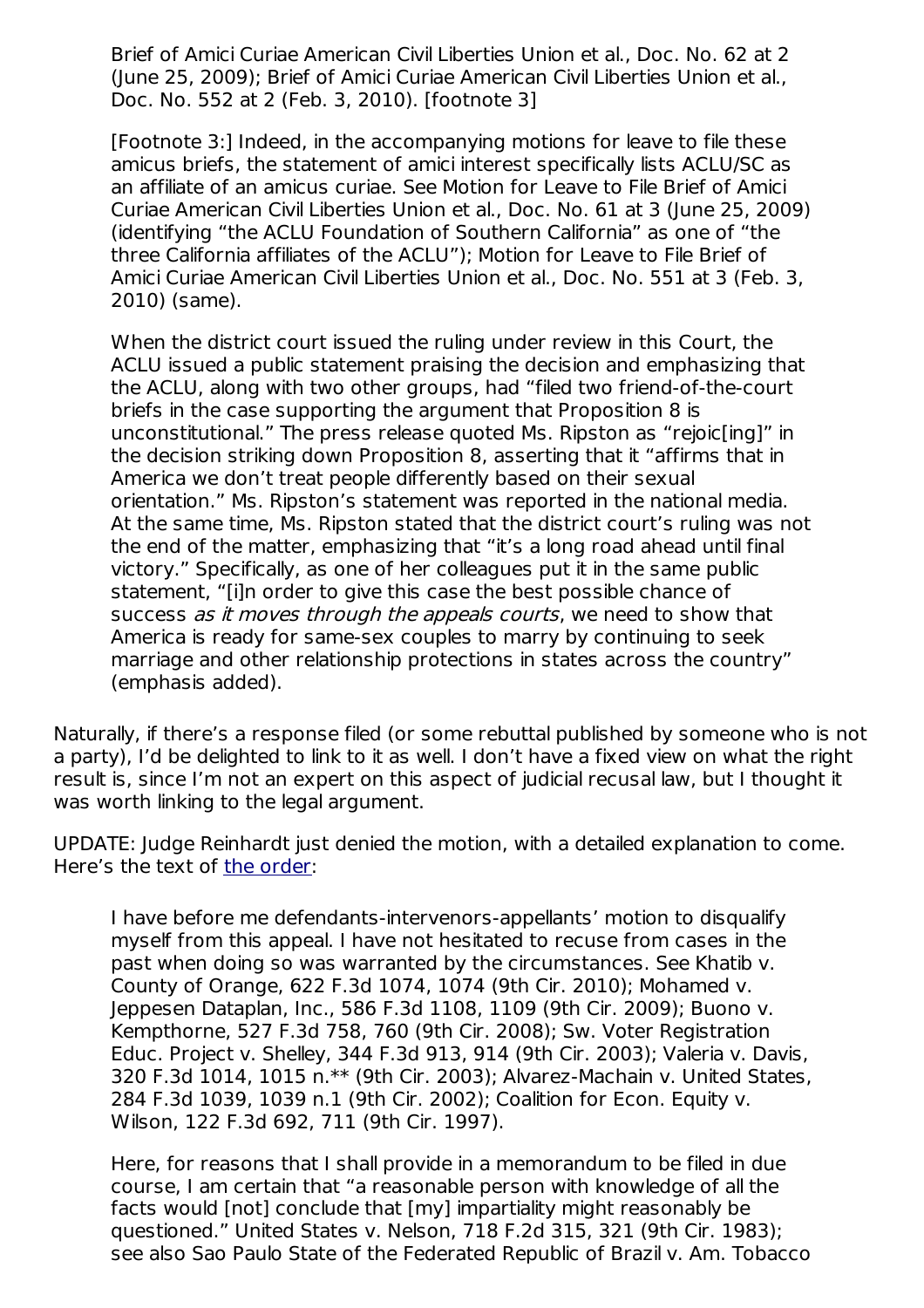> Brief of Amici Curiae American Civil Liberties Union et al., Doc. No. 62 at 2 (June 25, 2009); Brief of Amici Curiae American Civil Liberties Union et al., Doc. No. 552 at 2 (Feb. 3, 2010). [footnote 3]
>
> [Footnote 3:] Indeed, in the accompanying motions for leave to file these amicus briefs, the statement of amici interest specifically lists ACLU/SC as an affiliate of an amicus curiae. See Motion for Leave to File Brief of Amici Curiae American Civil Liberties Union et al., Doc. No. 61 at 3 (June 25, 2009) (identifying "the ACLU Foundation of Southern California" as one of "the three California affiliates of the ACLU"); Motion for Leave to File Brief of Amici Curiae American Civil Liberties Union et al., Doc. No. 551 at 3 (Feb. 3, 2010) (same).
>
> When the district court issued the ruling under review in this Court, the ACLU issued a public statement praising the decision and emphasizing that the ACLU, along with two other groups, had "filed two friend-of-the-court briefs in the case supporting the argument that Proposition 8 is unconstitutional." The press release quoted Ms. Ripston as "rejoic[ing]" in the decision striking down Proposition 8, asserting that it "affirms that in America we don't treat people differently based on their sexual orientation." Ms. Ripston's statement was reported in the national media. At the same time, Ms. Ripston stated that the district court's ruling was not the end of the matter, emphasizing that "it's a long road ahead until final victory." Specifically, as one of her colleagues put it in the same public statement, "[i]n order to give this case the best possible chance of success *as it moves through the appeals courts*, we need to show that America is ready for same-sex couples to marry by continuing to seek marriage and other relationship protections in states across the country" (emphasis added).

Naturally, if there's a response filed (or some rebuttal published by someone who is not a party), I'd be delighted to link to it as well. I don't have a fixed view on what the right result is, since I'm not an expert on this aspect of judicial recusal law, but I thought it was worth linking to the legal argument.

UPDATE: Judge Reinhardt just denied the motion, with a detailed explanation to come. Here's the text of the order:

> I have before me defendants-intervenors-appellants' motion to disqualify myself from this appeal. I have not hesitated to recuse from cases in the past when doing so was warranted by the circumstances. See Khatib v. County of Orange, 622 F.3d 1074, 1074 (9th Cir. 2010); Mohamed v. Jeppesen Dataplan, Inc., 586 F.3d 1108, 1109 (9th Cir. 2009); Buono v. Kempthorne, 527 F.3d 758, 760 (9th Cir. 2008); Sw. Voter Registration Educ. Project v. Shelley, 344 F.3d 913, 914 (9th Cir. 2003); Valeria v. Davis, 320 F.3d 1014, 1015 n.** (9th Cir. 2003); Alvarez-Machain v. United States, 284 F.3d 1039, 1039 n.1 (9th Cir. 2002); Coalition for Econ. Equity v. Wilson, 122 F.3d 692, 711 (9th Cir. 1997).
>
> Here, for reasons that I shall provide in a memorandum to be filed in due course, I am certain that "a reasonable person with knowledge of all the facts would [not] conclude that [my] impartiality might reasonably be questioned." United States v. Nelson, 718 F.2d 315, 321 (9th Cir. 1983); see also Sao Paulo State of the Federated Republic of Brazil v. Am. Tobacco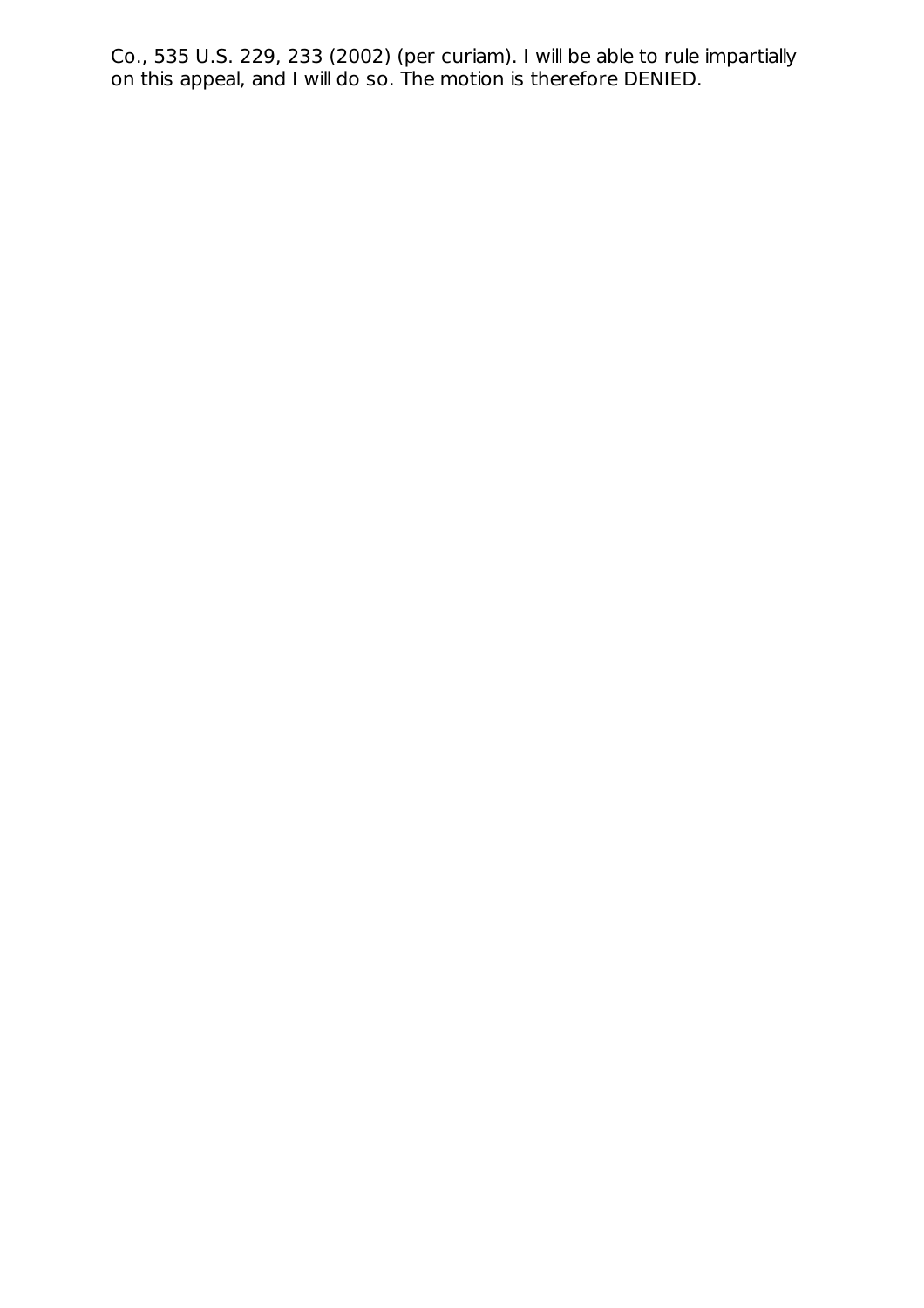Co., 535 U.S. 229, 233 (2002) (per curiam). I will be able to rule impartially on this appeal, and I will do so. The motion is therefore DENIED.